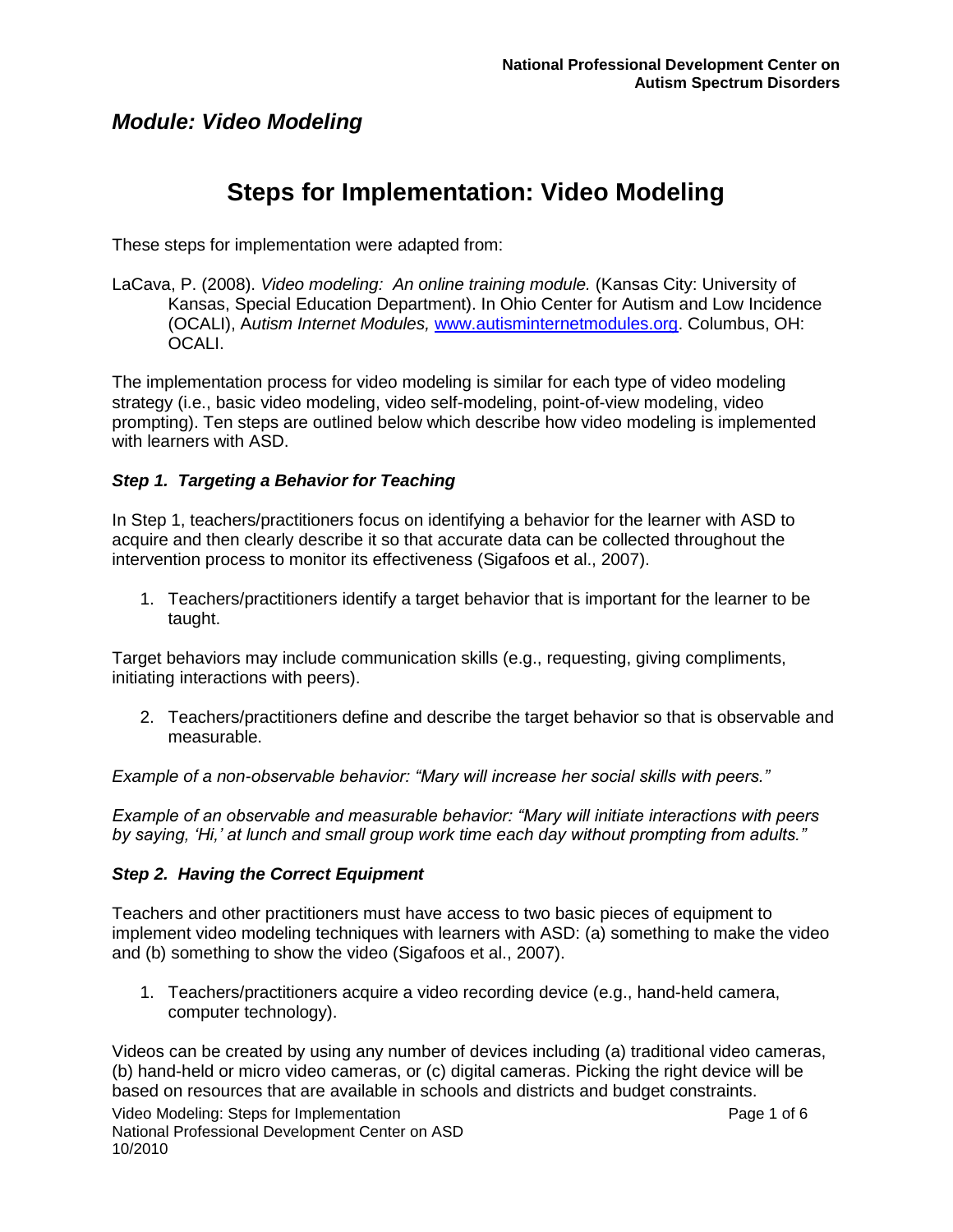National Professional Development Center on Autism Spectrum Disorders

## *Module: Video Modeling*

# Steps for Implementation: Video Modeling

These steps for implementation were adapted from:

LaCava, P. (2008). *Video modeling: An online training module.* (Kansas City: University of Kansas, Special Education Department). In Ohio Center for Autism and Low Incidence (OCALI), A*utism Internet Modules,* [www.autisminternetmodules.org](www.autisminternetmodules.org). Columbus, OH: OCALI.

The implementation process for video modeling is similar for each type of video modeling strategy (i.e., basic video modeling, video self-modeling, point-of-view modeling, video prompting). Ten steps are outlined below which describe how video modeling is implemented with learners with ASD.

### *Step 1. Targeting a Behavior for Teaching*

In Step 1, teachers/practitioners focus on identifying a behavior for the learner with ASD to acquire and then clearly describe it so that accurate data can be collected throughout the intervention process to monitor its effectiveness (Sigafoos et al., 2007).

1. Teachers/practitioners identify a target behavior that is important for the learner to be taught.

Target behaviors may include communication skills (e.g., requesting, giving compliments, initiating interactions with peers).

2. Teachers/practitioners define and describe the target behavior so that is observable and measurable.

*Example of a non-observable behavior: "Mary will increase her social skills with peers."*

*Example of an observable and measurable behavior: "Mary will initiate interactions with peers by saying, 'Hi,' at lunch and small group work time each day without prompting from adults."*

### *Step 2. Having the Correct Equipment*

Teachers and other practitioners must have access to two basic pieces of equipment to implement video modeling techniques with learners with ASD: (a) something to make the video and (b) something to show the video (Sigafoos et al., 2007).

1. Teachers/practitioners acquire a video recording device (e.g., hand-held camera, computer technology).

Videos can be created by using any number of devices including (a) traditional video cameras, (b) hand-held or micro video cameras, or (c) digital cameras. Picking the right device will be based on resources that are available in schools and districts and budget constraints.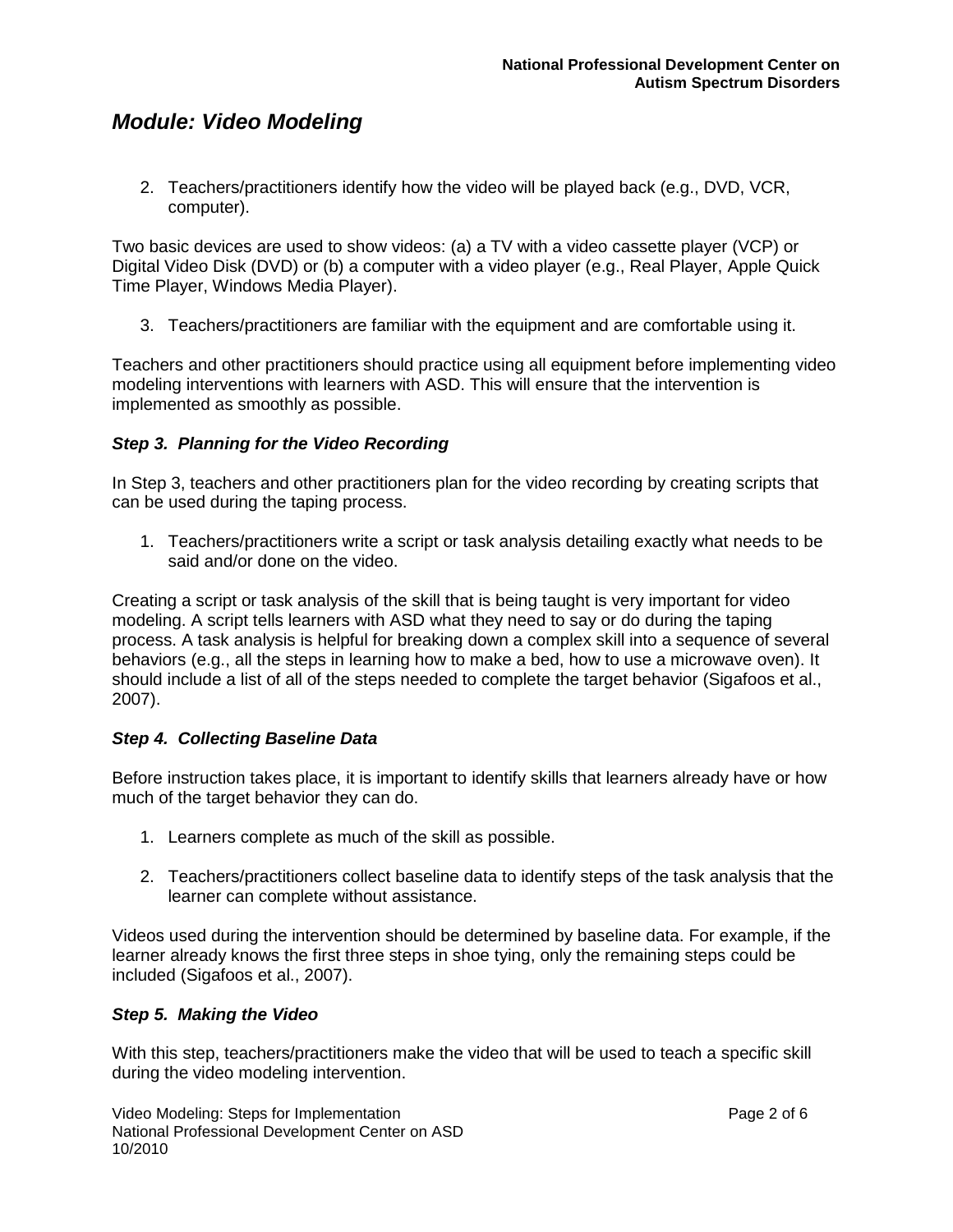## Module: Video Modeling

2. Teachers/practitioners identify how the video will be played back (e.g., DVD, VCR, computer).

Two basic devices are used to show videos: (a) a TV with a video cassette player (VCP) or Digital Video Disk (DVD) or (b) a computer with a video player (e.g., Real Player, Apple Quick Time Player, Windows Media Player).

3. Teachers/practitioners are familiar with the equipment and are comfortable using it.

Teachers and other practitioners should practice using all equipment before implementing video modeling interventions with learners with ASD. This will ensure that the intervention is implemented as smoothly as possible.

### *Step 3. Planning for the Video Recording*

In Step 3, teachers and other practitioners plan for the video recording by creating scripts that can be used during the taping process.

1. Teachers/practitioners write a script or task analysis detailing exactly what needs to be said and/or done on the video.

Creating a script or task analysis of the skill that is being taught is very important for video modeling. A script tells learners with ASD what they need to say or do during the taping process. A task analysis is helpful for breaking down a complex skill into a sequence of several behaviors (e.g., all the steps in learning how to make a bed, how to use a microwave oven). It should include a list of all of the steps needed to complete the target behavior (Sigafoos et al., 2007).

### *Step 4. Collecting Baseline Data*

Before instruction takes place, it is important to identify skills that learners already have or how much of the target behavior they can do.

1. Learners complete as much of the skill as possible.

2. Teachers/practitioners collect baseline data to identify steps of the task analysis that the learner can complete without assistance.

Videos used during the intervention should be determined by baseline data. For example, if the learner already knows the first three steps in shoe tying, only the remaining steps could be included (Sigafoos et al., 2007).

### *Step 5. Making the Video*

With this step, teachers/practitioners make the video that will be used to teach a specific skill during the video modeling intervention.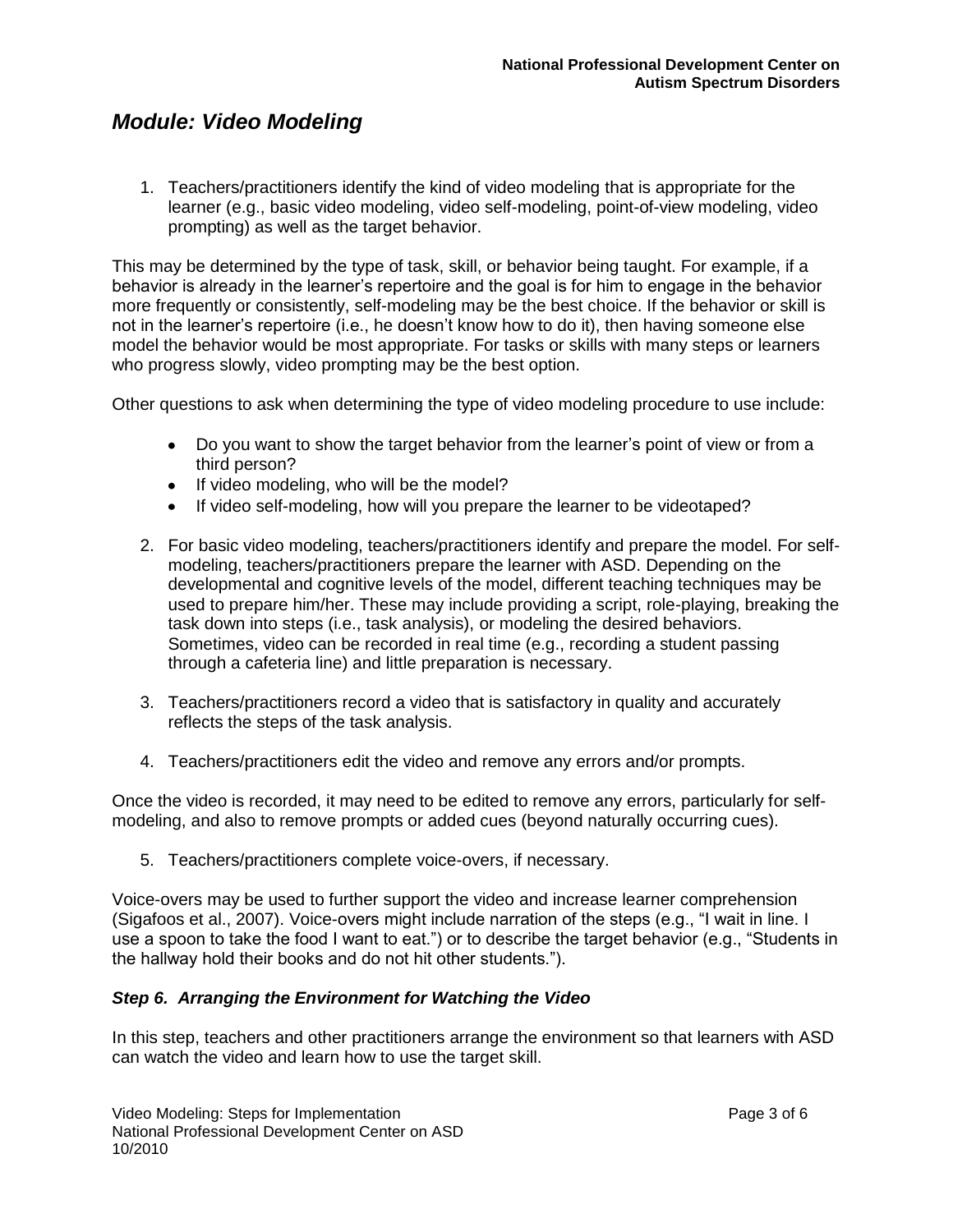## *Module: Video Modeling*

1. Teachers/practitioners identify the kind of video modeling that is appropriate for the learner (e.g., basic video modeling, video self-modeling, point-of-view modeling, video prompting) as well as the target behavior.

This may be determined by the type of task, skill, or behavior being taught. For example, if a behavior is already in the learner's repertoire and the goal is for him to engage in the behavior more frequently or consistently, self-modeling may be the best choice. If the behavior or skill is not in the learner's repertoire (i.e., he doesn't know how to do it), then having someone else model the behavior would be most appropriate. For tasks or skills with many steps or learners who progress slowly, video prompting may be the best option.

Other questions to ask when determining the type of video modeling procedure to use include:

- Do you want to show the target behavior from the learner's point of view or from a third person?
- If video modeling, who will be the model?
- If video self-modeling, how will you prepare the learner to be videotaped?

2. For basic video modeling, teachers/practitioners identify and prepare the model. For self-modeling, teachers/practitioners prepare the learner with ASD. Depending on the developmental and cognitive levels of the model, different teaching techniques may be used to prepare him/her. These may include providing a script, role-playing, breaking the task down into steps (i.e., task analysis), or modeling the desired behaviors. Sometimes, video can be recorded in real time (e.g., recording a student passing through a cafeteria line) and little preparation is necessary.

3. Teachers/practitioners record a video that is satisfactory in quality and accurately reflects the steps of the task analysis.

4. Teachers/practitioners edit the video and remove any errors and/or prompts.

Once the video is recorded, it may need to be edited to remove any errors, particularly for self-modeling, and also to remove prompts or added cues (beyond naturally occurring cues).

5. Teachers/practitioners complete voice-overs, if necessary.

Voice-overs may be used to further support the video and increase learner comprehension (Sigafoos et al., 2007). Voice-overs might include narration of the steps (e.g., "I wait in line. I use a spoon to take the food I want to eat.") or to describe the target behavior (e.g., "Students in the hallway hold their books and do not hit other students.").

### *Step 6. Arranging the Environment for Watching the Video*

In this step, teachers and other practitioners arrange the environment so that learners with ASD can watch the video and learn how to use the target skill.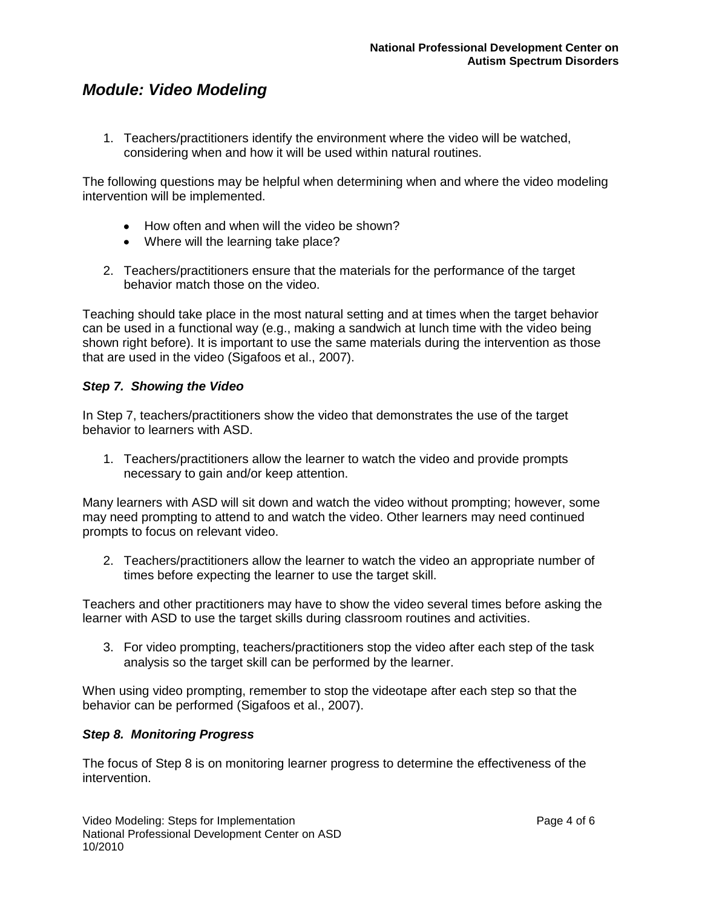# Module: Video Modeling

1. Teachers/practitioners identify the environment where the video will be watched, considering when and how it will be used within natural routines.

The following questions may be helpful when determining when and where the video modeling intervention will be implemented.

- How often and when will the video be shown?
- Where will the learning take place?

2. Teachers/practitioners ensure that the materials for the performance of the target behavior match those on the video.

Teaching should take place in the most natural setting and at times when the target behavior can be used in a functional way (e.g., making a sandwich at lunch time with the video being shown right before). It is important to use the same materials during the intervention as those that are used in the video (Sigafoos et al., 2007).

### *Step 7. Showing the Video*

In Step 7, teachers/practitioners show the video that demonstrates the use of the target behavior to learners with ASD.

1. Teachers/practitioners allow the learner to watch the video and provide prompts necessary to gain and/or keep attention.

Many learners with ASD will sit down and watch the video without prompting; however, some may need prompting to attend to and watch the video. Other learners may need continued prompts to focus on relevant video.

2. Teachers/practitioners allow the learner to watch the video an appropriate number of times before expecting the learner to use the target skill.

Teachers and other practitioners may have to show the video several times before asking the learner with ASD to use the target skills during classroom routines and activities.

3. For video prompting, teachers/practitioners stop the video after each step of the task analysis so the target skill can be performed by the learner.

When using video prompting, remember to stop the videotape after each step so that the behavior can be performed (Sigafoos et al., 2007).

### *Step 8. Monitoring Progress*

The focus of Step 8 is on monitoring learner progress to determine the effectiveness of the intervention.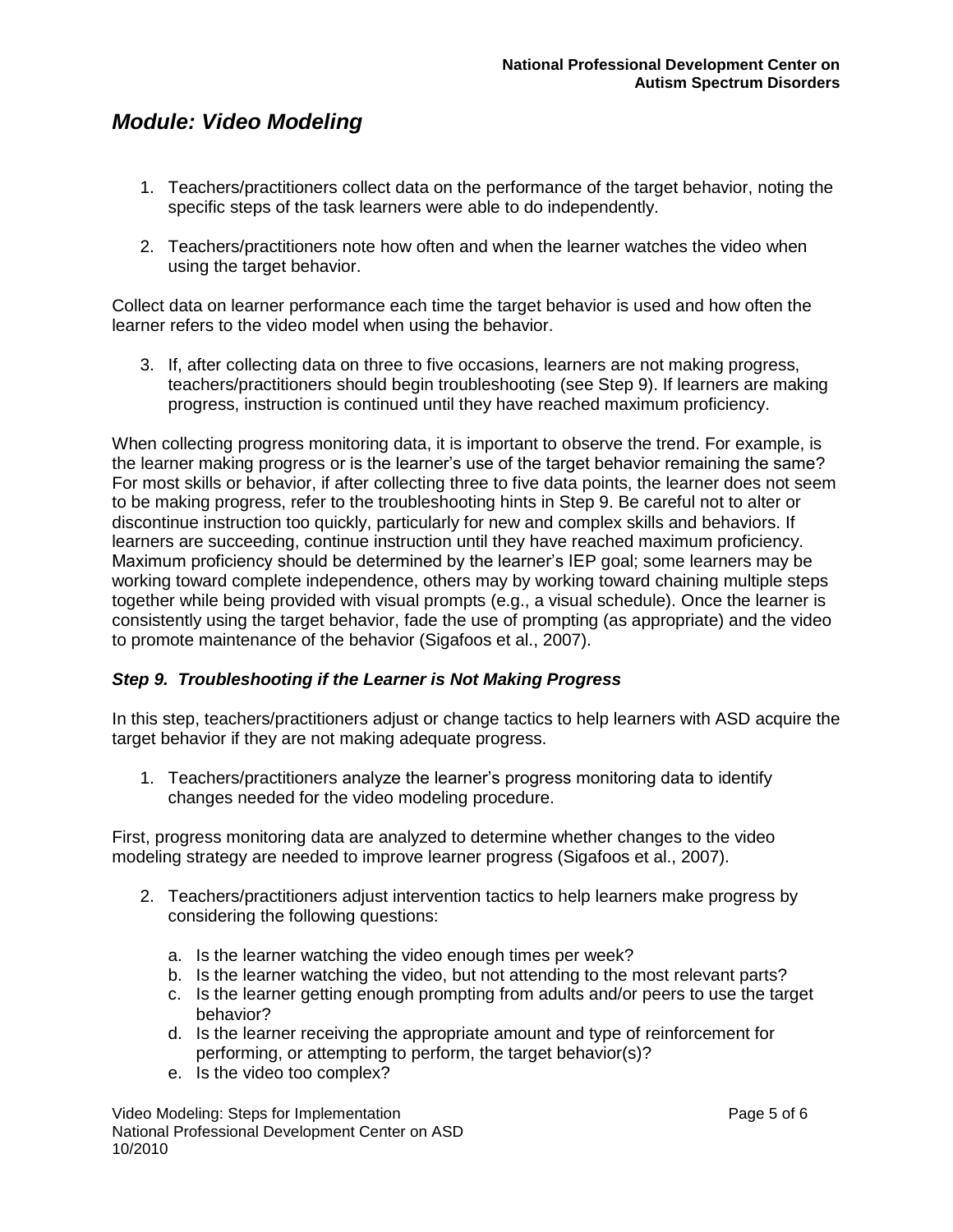## *Module: Video Modeling*

1. Teachers/practitioners collect data on the performance of the target behavior, noting the specific steps of the task learners were able to do independently.

2. Teachers/practitioners note how often and when the learner watches the video when using the target behavior.

Collect data on learner performance each time the target behavior is used and how often the learner refers to the video model when using the behavior.

3. If, after collecting data on three to five occasions, learners are not making progress, teachers/practitioners should begin troubleshooting (see Step 9). If learners are making progress, instruction is continued until they have reached maximum proficiency.

When collecting progress monitoring data, it is important to observe the trend. For example, is the learner making progress or is the learner's use of the target behavior remaining the same? For most skills or behavior, if after collecting three to five data points, the learner does not seem to be making progress, refer to the troubleshooting hints in Step 9. Be careful not to alter or discontinue instruction too quickly, particularly for new and complex skills and behaviors. If learners are succeeding, continue instruction until they have reached maximum proficiency. Maximum proficiency should be determined by the learner's IEP goal; some learners may be working toward complete independence, others may by working toward chaining multiple steps together while being provided with visual prompts (e.g., a visual schedule). Once the learner is consistently using the target behavior, fade the use of prompting (as appropriate) and the video to promote maintenance of the behavior (Sigafoos et al., 2007).

### *Step 9. Troubleshooting if the Learner is Not Making Progress*

In this step, teachers/practitioners adjust or change tactics to help learners with ASD acquire the target behavior if they are not making adequate progress.

1. Teachers/practitioners analyze the learner's progress monitoring data to identify changes needed for the video modeling procedure.

First, progress monitoring data are analyzed to determine whether changes to the video modeling strategy are needed to improve learner progress (Sigafoos et al., 2007).

2. Teachers/practitioners adjust intervention tactics to help learners make progress by considering the following questions:

   a. Is the learner watching the video enough times per week?
   b. Is the learner watching the video, but not attending to the most relevant parts?
   c. Is the learner getting enough prompting from adults and/or peers to use the target behavior?
   d. Is the learner receiving the appropriate amount and type of reinforcement for performing, or attempting to perform, the target behavior(s)?
   e. Is the video too complex?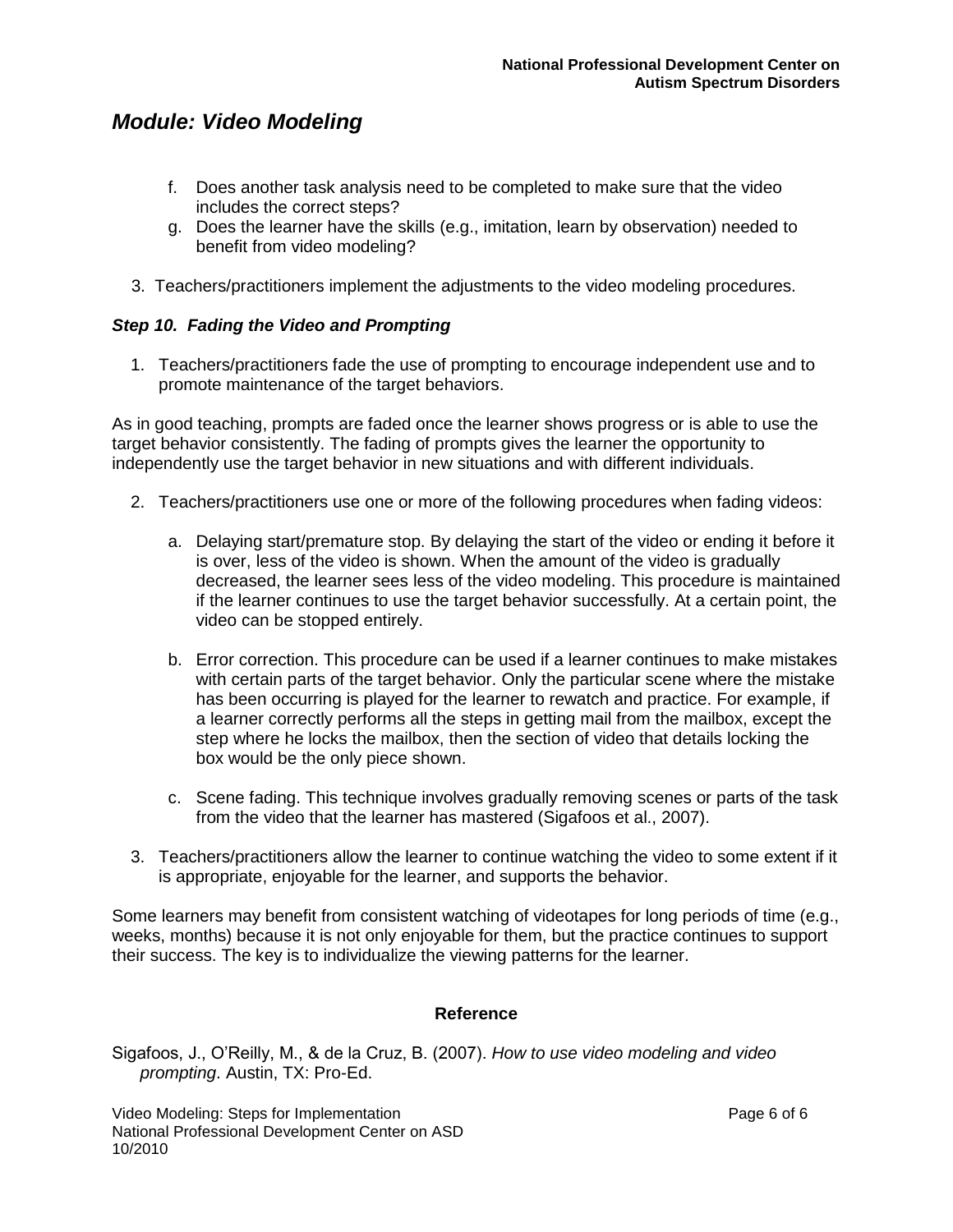## Module: Video Modeling

f. Does another task analysis need to be completed to make sure that the video includes the correct steps?
g. Does the learner have the skills (e.g., imitation, learn by observation) needed to benefit from video modeling?

3. Teachers/practitioners implement the adjustments to the video modeling procedures.

### *Step 10. Fading the Video and Prompting*

1. Teachers/practitioners fade the use of prompting to encourage independent use and to promote maintenance of the target behaviors.

As in good teaching, prompts are faded once the learner shows progress or is able to use the target behavior consistently. The fading of prompts gives the learner the opportunity to independently use the target behavior in new situations and with different individuals.

2. Teachers/practitioners use one or more of the following procedures when fading videos:

   a. Delaying start/premature stop. By delaying the start of the video or ending it before it is over, less of the video is shown. When the amount of the video is gradually decreased, the learner sees less of the video modeling. This procedure is maintained if the learner continues to use the target behavior successfully. At a certain point, the video can be stopped entirely.

   b. Error correction. This procedure can be used if a learner continues to make mistakes with certain parts of the target behavior. Only the particular scene where the mistake has been occurring is played for the learner to rewatch and practice. For example, if a learner correctly performs all the steps in getting mail from the mailbox, except the step where he locks the mailbox, then the section of video that details locking the box would be the only piece shown.

   c. Scene fading. This technique involves gradually removing scenes or parts of the task from the video that the learner has mastered (Sigafoos et al., 2007).

3. Teachers/practitioners allow the learner to continue watching the video to some extent if it is appropriate, enjoyable for the learner, and supports the behavior.

Some learners may benefit from consistent watching of videotapes for long periods of time (e.g., weeks, months) because it is not only enjoyable for them, but the practice continues to support their success. The key is to individualize the viewing patterns for the learner.

### Reference

Sigafoos, J., O'Reilly, M., & de la Cruz, B. (2007). *How to use video modeling and video prompting*. Austin, TX: Pro-Ed.